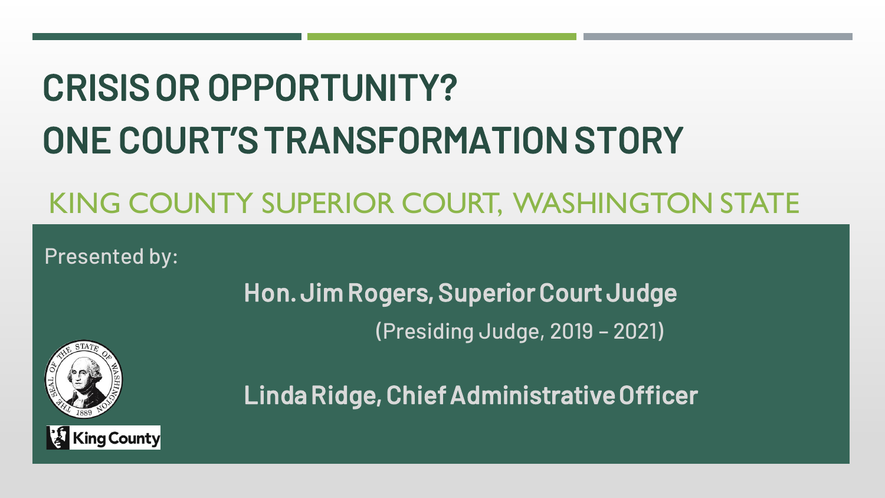# CRISIS OR OPPORTUNITY?
# ONE COURT'S TRANSFORMATION STORY

## KING COUNTY SUPERIOR COURT, WASHINGTON STATE

Presented by:

**Hon. Jim Rogers, Superior Court Judge**

(Presiding Judge, 2019 – 2021)

**Linda Ridge, Chief Administrative Officer**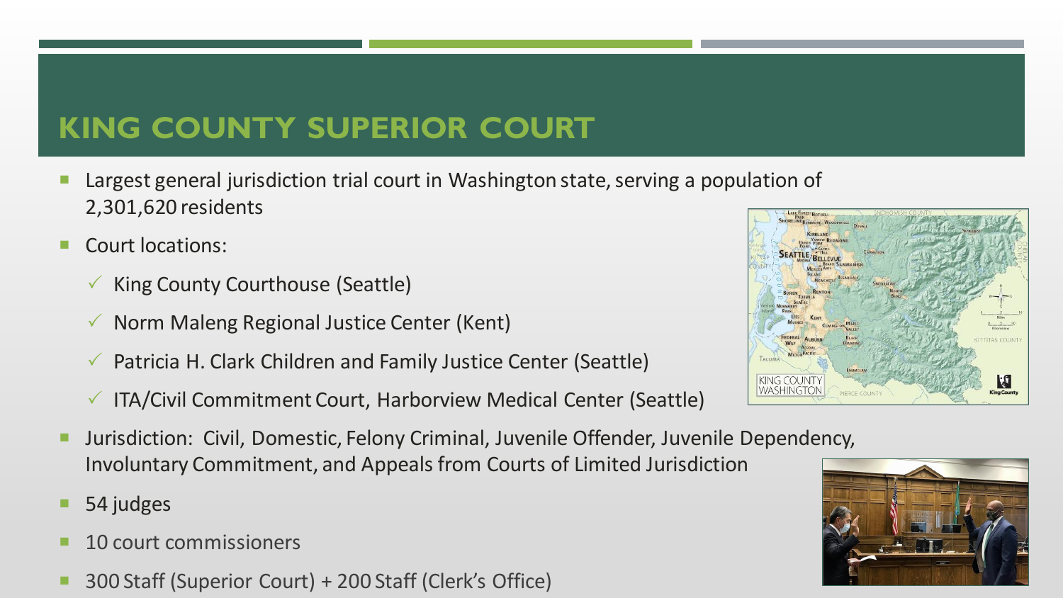# KING COUNTY SUPERIOR COURT

- Largest general jurisdiction trial court in Washington state, serving a population of 2,301,620 residents
- Court locations:
  - ✓ King County Courthouse (Seattle)
  - ✓ Norm Maleng Regional Justice Center (Kent)
  - ✓ Patricia H. Clark Children and Family Justice Center (Seattle)
  - ✓ ITA/Civil Commitment Court, Harborview Medical Center (Seattle)
- Jurisdiction: Civil, Domestic, Felony Criminal, Juvenile Offender, Juvenile Dependency, Involuntary Commitment, and Appeals from Courts of Limited Jurisdiction
- 54 judges
- 10 court commissioners
- 300 Staff (Superior Court) + 200 Staff (Clerk's Office)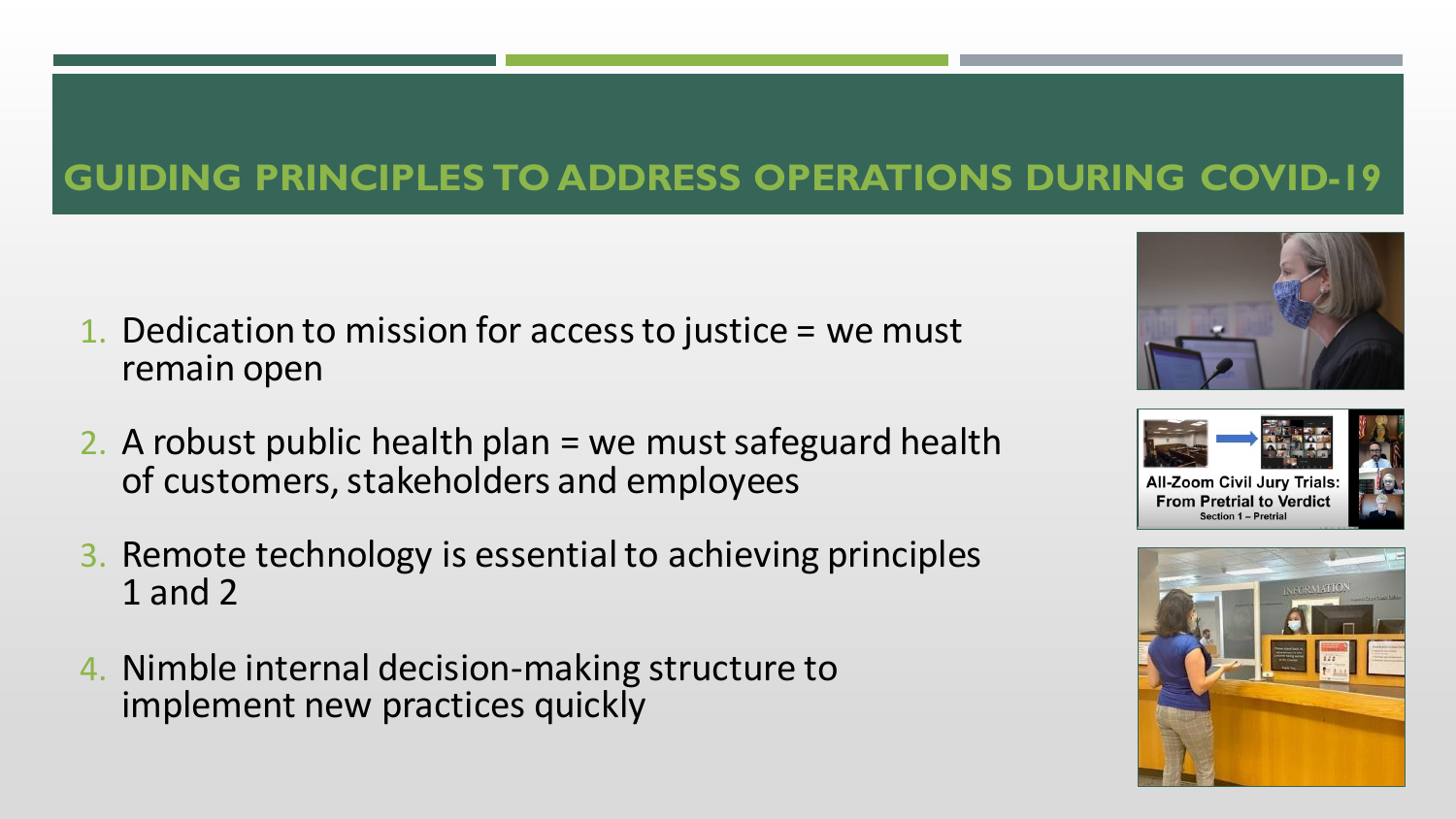# GUIDING PRINCIPLES TO ADDRESS OPERATIONS DURING COVID-19

1. Dedication to mission for access to justice = we must remain open
2. A robust public health plan = we must safeguard health of customers, stakeholders and employees
3. Remote technology is essential to achieving principles 1 and 2
4. Nimble internal decision-making structure to implement new practices quickly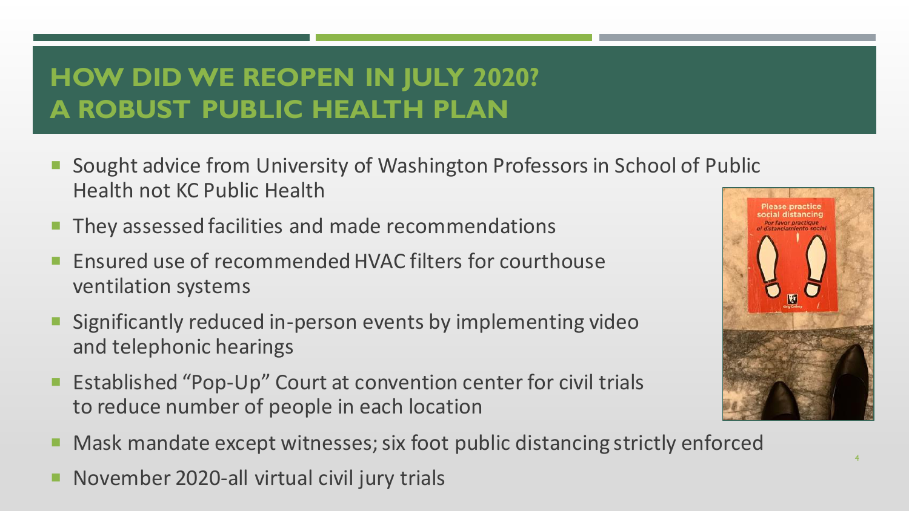# HOW DID WE REOPEN IN JULY 2020? A ROBUST PUBLIC HEALTH PLAN

- Sought advice from University of Washington Professors in School of Public Health not KC Public Health
- They assessed facilities and made recommendations
- Ensured use of recommended HVAC filters for courthouse ventilation systems
- Significantly reduced in-person events by implementing video and telephonic hearings
- Established "Pop-Up" Court at convention center for civil trials to reduce number of people in each location
- Mask mandate except witnesses; six foot public distancing strictly enforced
- November 2020-all virtual civil jury trials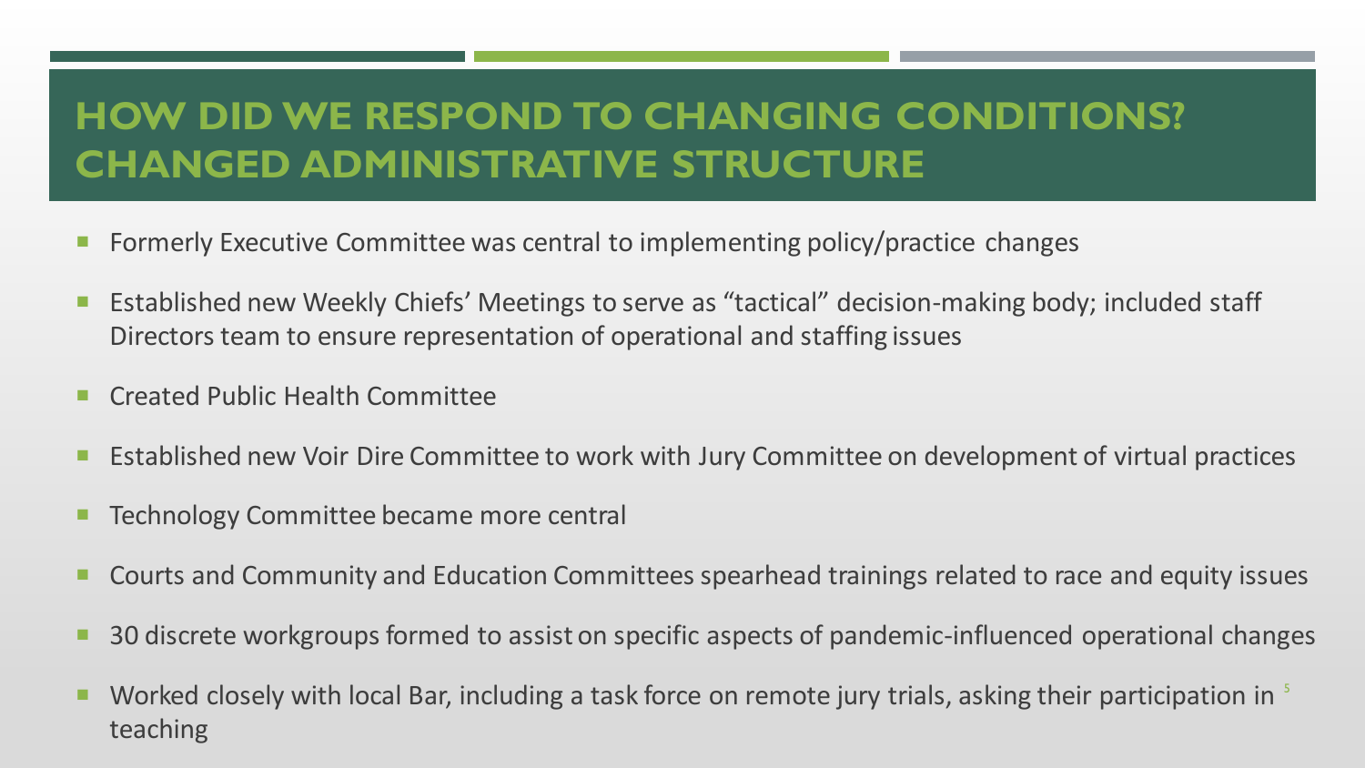# HOW DID WE RESPOND TO CHANGING CONDITIONS? CHANGED ADMINISTRATIVE STRUCTURE

- Formerly Executive Committee was central to implementing policy/practice changes
- Established new Weekly Chiefs' Meetings to serve as "tactical" decision-making body; included staff Directors team to ensure representation of operational and staffing issues
- Created Public Health Committee
- Established new Voir Dire Committee to work with Jury Committee on development of virtual practices
- Technology Committee became more central
- Courts and Community and Education Committees spearhead trainings related to race and equity issues
- 30 discrete workgroups formed to assist on specific aspects of pandemic-influenced operational changes
- Worked closely with local Bar, including a task force on remote jury trials, asking their participation in teaching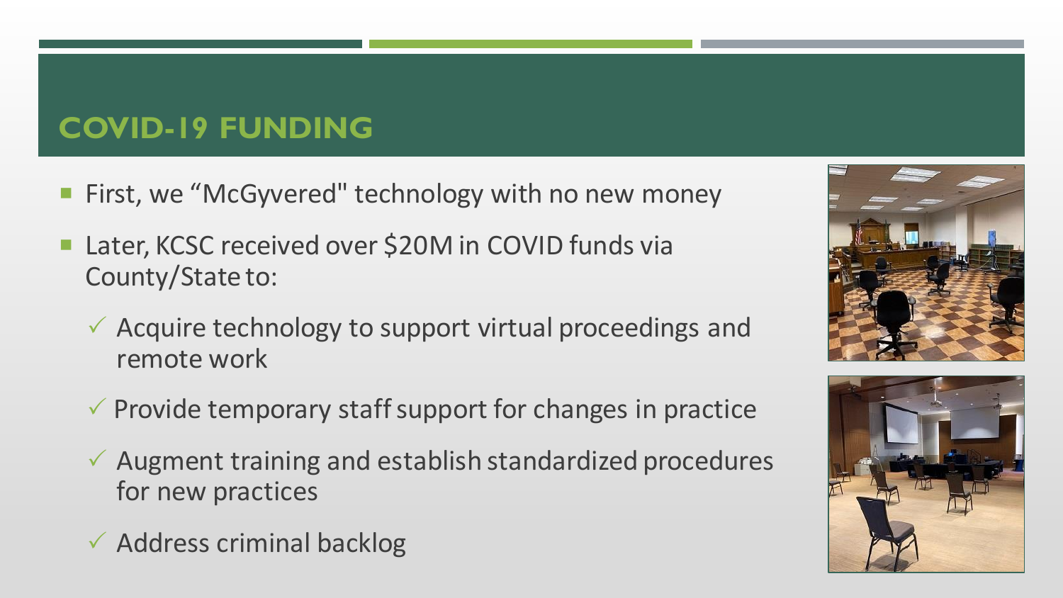## COVID-19 FUNDING

- First, we “McGyvered" technology with no new money
- Later, KCSC received over $20M in COVID funds via County/State to:
  - ✓ Acquire technology to support virtual proceedings and remote work
  - ✓ Provide temporary staff support for changes in practice
  - ✓ Augment training and establish standardized procedures for new practices
  - ✓ Address criminal backlog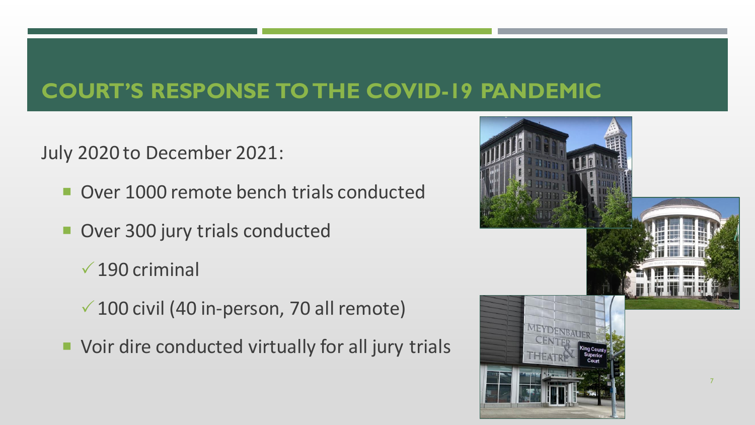# COURT'S RESPONSE TO THE COVID-19 PANDEMIC

July 2020 to December 2021:

- Over 1000 remote bench trials conducted
- Over 300 jury trials conducted
  - ✓ 190 criminal
  - ✓ 100 civil (40 in-person, 70 all remote)
- Voir dire conducted virtually for all jury trials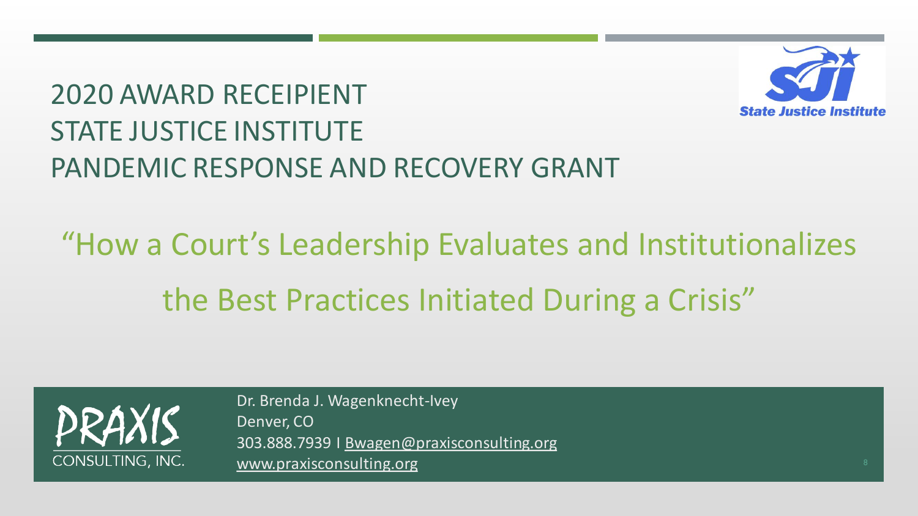# 2020 AWARD RECEIPIENT
# STATE JUSTICE INSTITUTE
# PANDEMIC RESPONSE AND RECOVERY GRANT

State Justice Institute

## "How a Court's Leadership Evaluates and Institutionalizes the Best Practices Initiated During a Crisis"

PRAXIS CONSULTING, INC.

Dr. Brenda J. Wagenknecht-Ivey
Denver, CO
303.888.7939 I Bwagen@praxisconsulting.org
www.praxisconsulting.org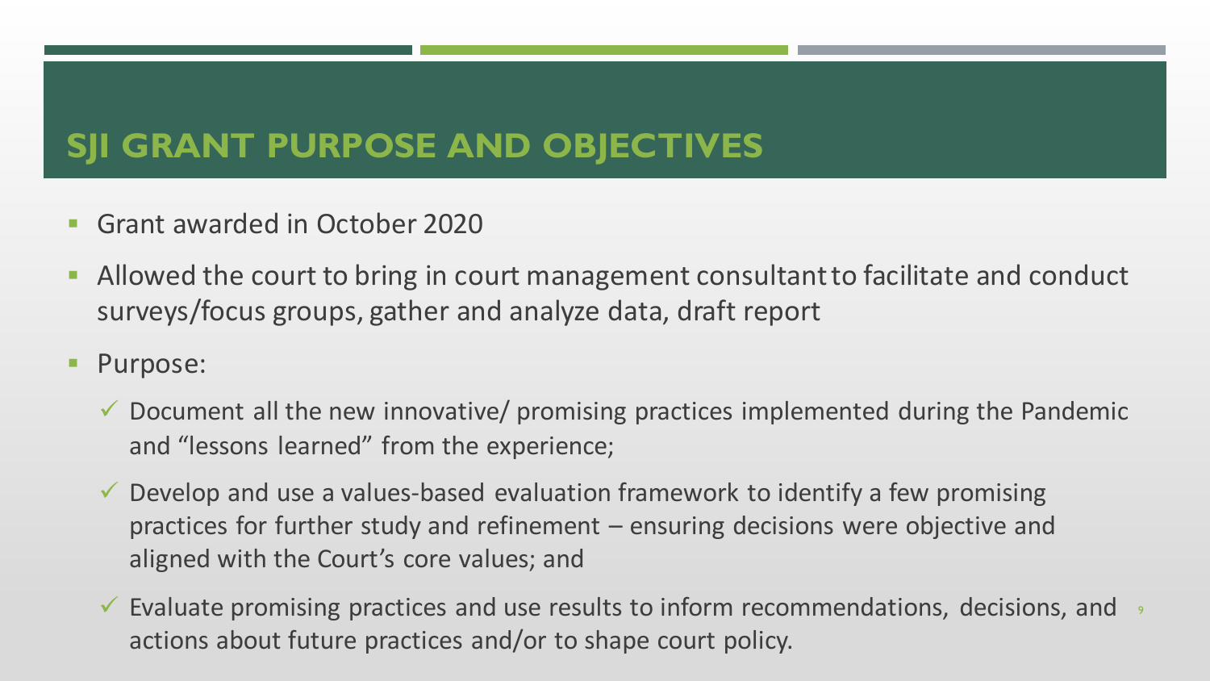# SJI GRANT PURPOSE AND OBJECTIVES

- Grant awarded in October 2020
- Allowed the court to bring in court management consultant to facilitate and conduct surveys/focus groups, gather and analyze data, draft report
- Purpose:
  - ✓ Document all the new innovative/ promising practices implemented during the Pandemic and "lessons learned" from the experience;
  - ✓ Develop and use a values-based evaluation framework to identify a few promising practices for further study and refinement – ensuring decisions were objective and aligned with the Court's core values; and
  - ✓ Evaluate promising practices and use results to inform recommendations, decisions, and actions about future practices and/or to shape court policy.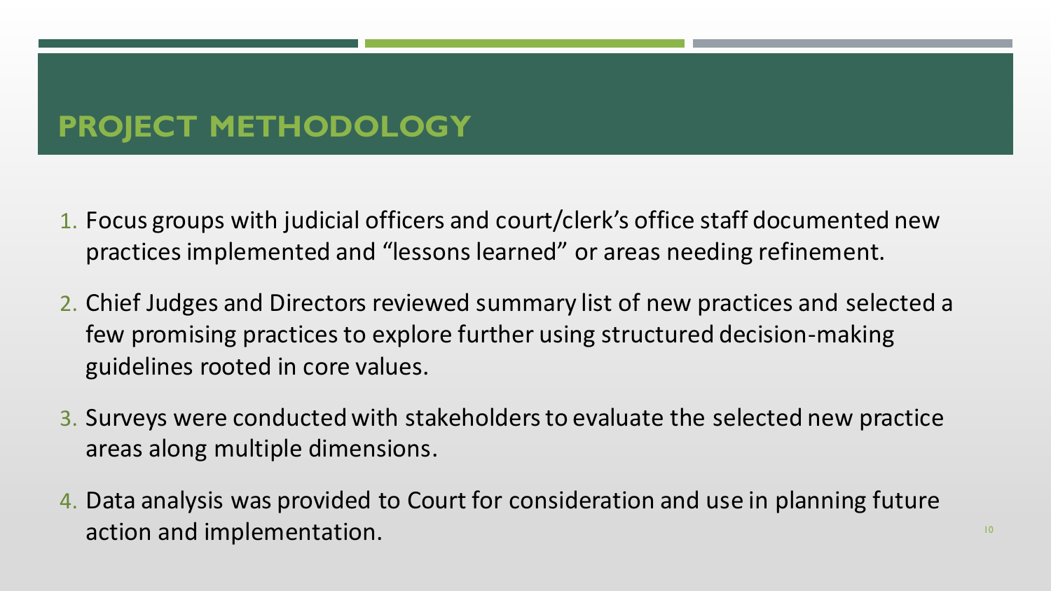# PROJECT METHODOLOGY

1. Focus groups with judicial officers and court/clerk's office staff documented new practices implemented and "lessons learned" or areas needing refinement.
2. Chief Judges and Directors reviewed summary list of new practices and selected a few promising practices to explore further using structured decision-making guidelines rooted in core values.
3. Surveys were conducted with stakeholders to evaluate the selected new practice areas along multiple dimensions.
4. Data analysis was provided to Court for consideration and use in planning future action and implementation.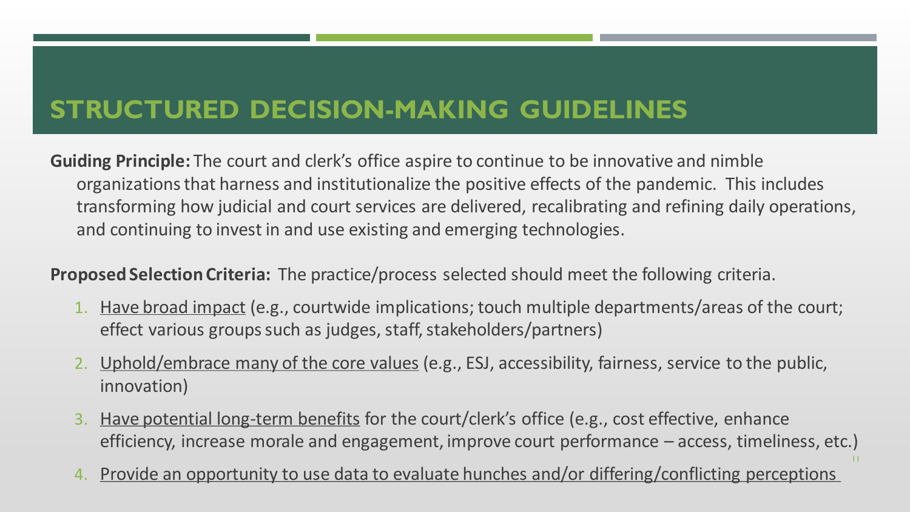# STRUCTURED DECISION-MAKING GUIDELINES

**Guiding Principle:** The court and clerk's office aspire to continue to be innovative and nimble organizations that harness and institutionalize the positive effects of the pandemic. This includes transforming how judicial and court services are delivered, recalibrating and refining daily operations, and continuing to invest in and use existing and emerging technologies.

**Proposed Selection Criteria:** The practice/process selected should meet the following criteria.

1. <u>Have broad impact</u> (e.g., courtwide implications; touch multiple departments/areas of the court; effect various groups such as judges, staff, stakeholders/partners)
2. <u>Uphold/embrace many of the core values</u> (e.g., ESJ, accessibility, fairness, service to the public, innovation)
3. <u>Have potential long-term benefits</u> for the court/clerk's office (e.g., cost effective, enhance efficiency, increase morale and engagement, improve court performance – access, timeliness, etc.)
4. <u>Provide an opportunity to use data to evaluate hunches and/or differing/conflicting perceptions</u>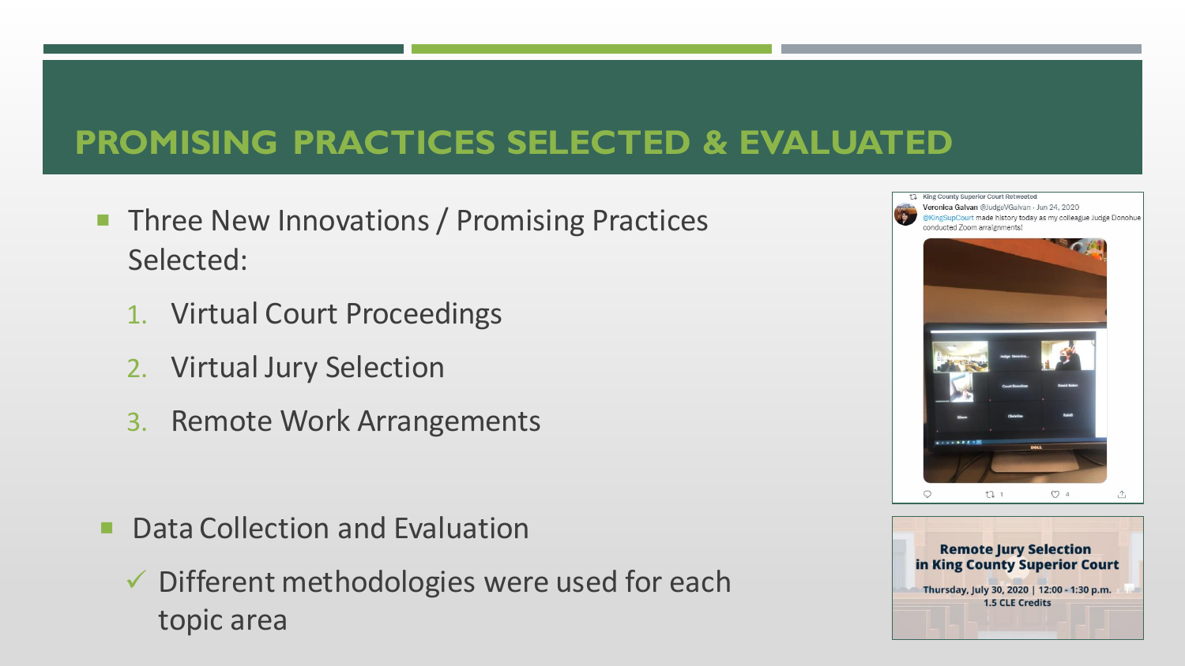# PROMISING PRACTICES SELECTED & EVALUATED

- Three New Innovations / Promising Practices Selected:
  1. Virtual Court Proceedings
  2. Virtual Jury Selection
  3. Remote Work Arrangements

- Data Collection and Evaluation
  - ✓ Different methodologies were used for each topic area

King County Superior Court Retweeted

Veronica Galvan @JudgeVGalvan · Jun 24, 2020

@KingSupCourt made history today as my colleague Judge Donohue conducted Zoom arraignments!

**Remote Jury Selection in King County Superior Court**

Thursday, July 30, 2020 | 12:00 - 1:30 p.m.

1.5 CLE Credits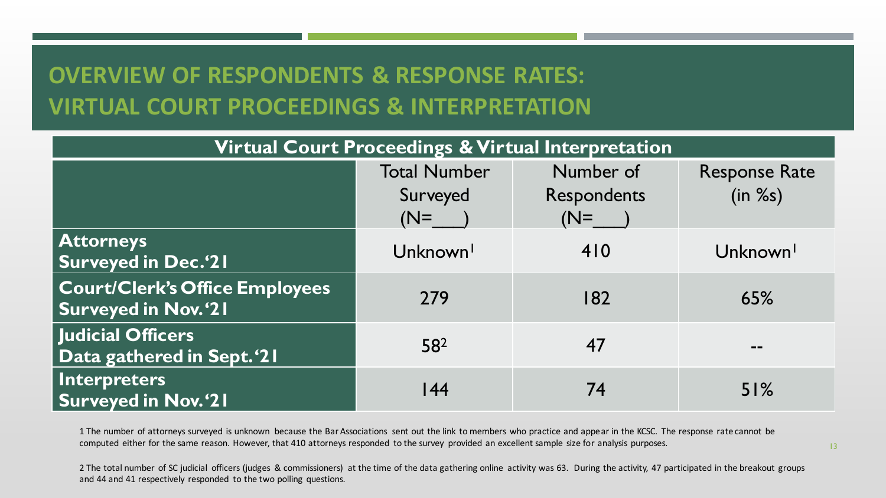# OVERVIEW OF RESPONDENTS & RESPONSE RATES: VIRTUAL COURT PROCEEDINGS & INTERPRETATION

| Virtual Court Proceedings & Virtual Interpretation | | | |
|---|---|---|---|
| | Total Number Surveyed (N=___) | Number of Respondents (N=___) | Response Rate (in %s) |
| **Attorneys** **Surveyed in Dec.'21** | Unknown[1] | 410 | Unknown[1] |
| **Court/Clerk's Office Employees** **Surveyed in Nov.'21** | 279 | 182 | 65% |
| **Judicial Officers** **Data gathered in Sept.'21** | 58[2] | 47 | -- |
| **Interpreters** **Surveyed in Nov.'21** | 144 | 74 | 51% |

1 The number of attorneys surveyed is unknown because the Bar Associations sent out the link to members who practice and appear in the KCSC. The response rate cannot be computed either for the same reason. However, that 410 attorneys responded to the survey provided an excellent sample size for analysis purposes.

2 The total number of SC judicial officers (judges & commissioners) at the time of the data gathering online activity was 63. During the activity, 47 participated in the breakout groups and 44 and 41 respectively responded to the two polling questions.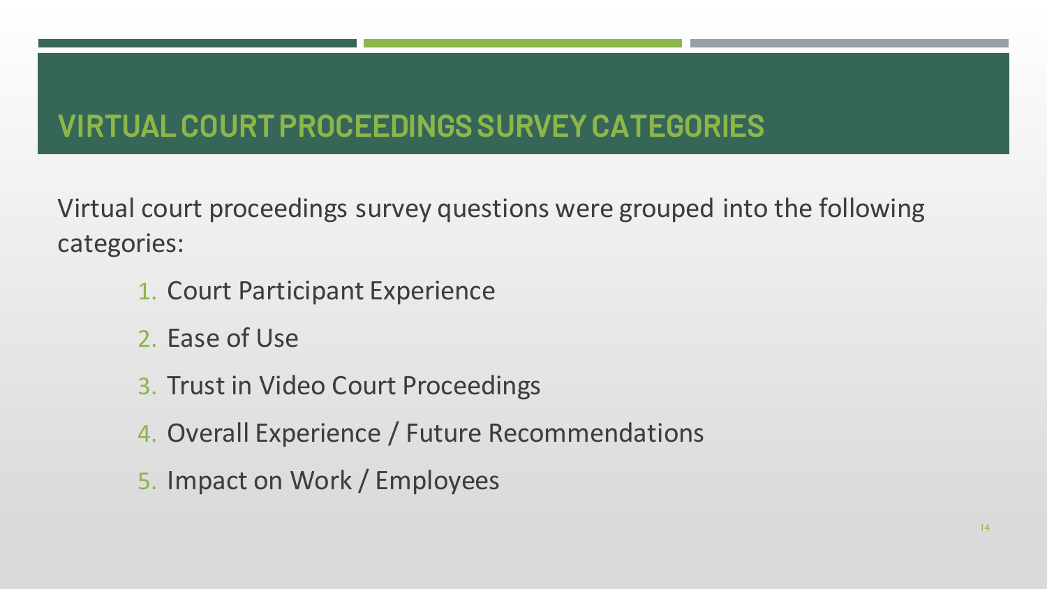# VIRTUAL COURT PROCEEDINGS SURVEY CATEGORIES

Virtual court proceedings survey questions were grouped into the following categories:

1. Court Participant Experience
2. Ease of Use
3. Trust in Video Court Proceedings
4. Overall Experience / Future Recommendations
5. Impact on Work / Employees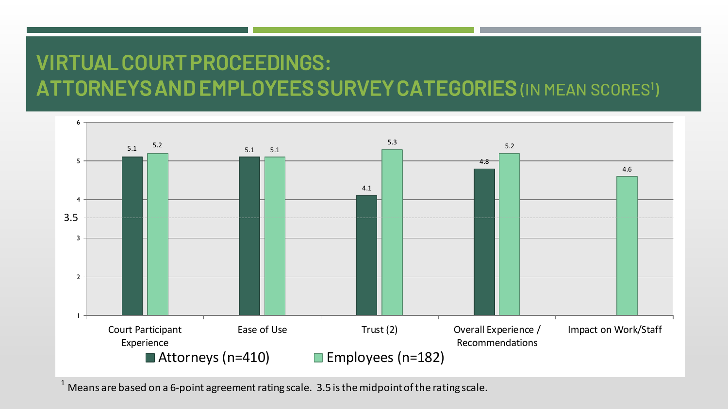# VIRTUAL COURT PROCEEDINGS: ATTORNEYS AND EMPLOYEES SURVEY CATEGORIES (IN MEAN SCORES[1])

| Category | Attorneys (n=410) | Employees (n=182) |
|---|---|---|
| Court Participant Experience | 5.1 | 5.2 |
| Ease of Use | 5.1 | 5.1 |
| Trust (2) | 4.1 | 5.3 |
| Overall Experience / Recommendations | 4.8 | 5.2 |
| Impact on Work/Staff | | 4.6 |

[1] Means are based on a 6-point agreement rating scale. 3.5 is the midpoint of the rating scale.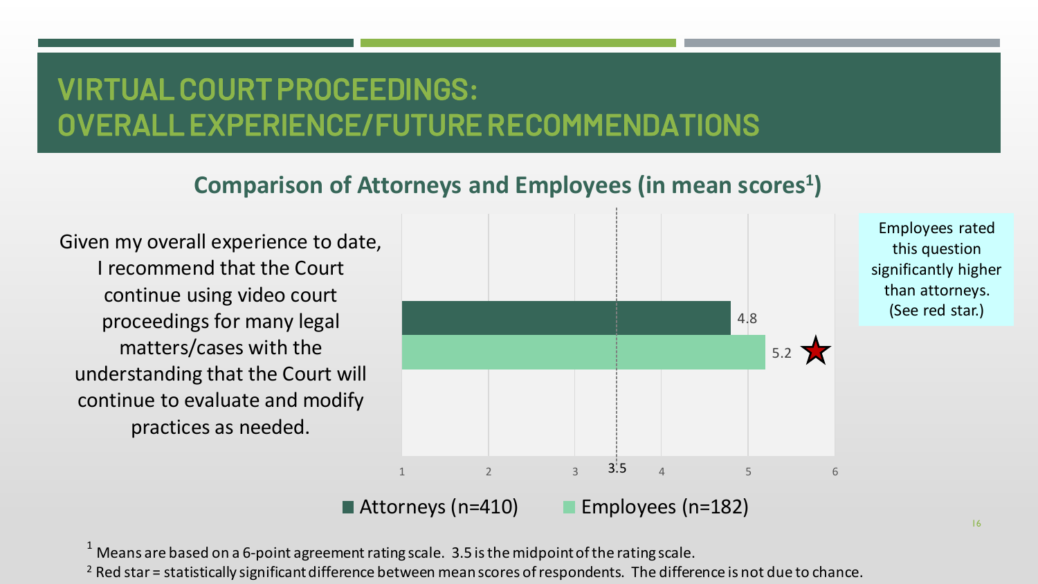# VIRTUAL COURT PROCEEDINGS: OVERALL EXPERIENCE/FUTURE RECOMMENDATIONS

## Comparison of Attorneys and Employees (in mean scores[1])

Given my overall experience to date, I recommend that the Court continue using video court proceedings for many legal matters/cases with the understanding that the Court will continue to evaluate and modify practices as needed.

| | Attorneys (n=410) | Employees (n=182) |
|---|---|---|
| Mean score | 4.8 | 5.2 ★ |

Employees rated this question significantly higher than attorneys. (See red star.)

[1] Means are based on a 6-point agreement rating scale. 3.5 is the midpoint of the rating scale.

[2] Red star = statistically significant difference between mean scores of respondents. The difference is not due to chance.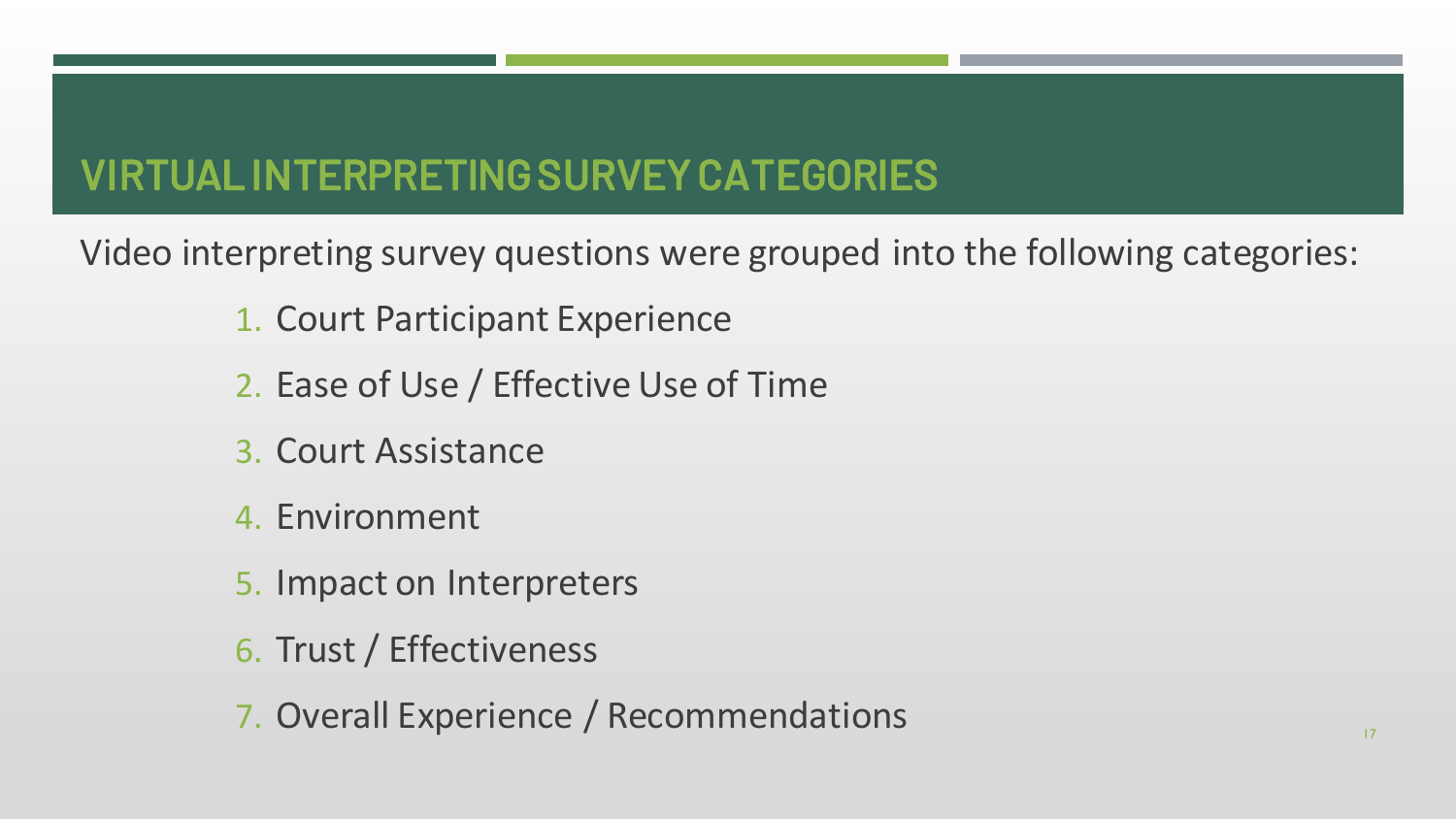# VIRTUAL INTERPRETING SURVEY CATEGORIES

Video interpreting survey questions were grouped into the following categories:

1. Court Participant Experience
2. Ease of Use / Effective Use of Time
3. Court Assistance
4. Environment
5. Impact on Interpreters
6. Trust / Effectiveness
7. Overall Experience / Recommendations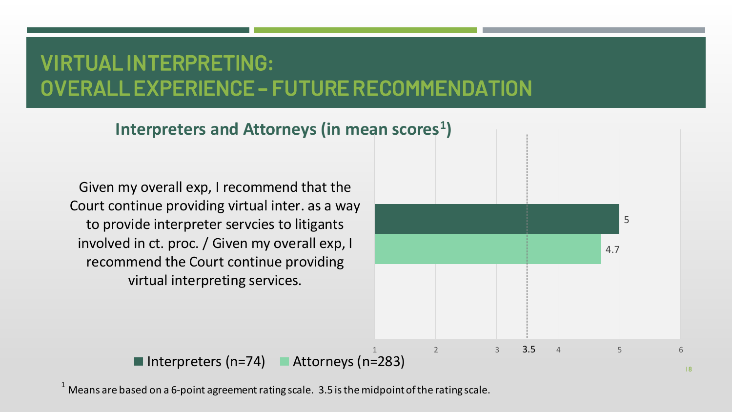# VIRTUAL INTERPRETING: OVERALL EXPERIENCE – FUTURE RECOMMENDATION

## Interpreters and Attorneys (in mean scores[1])

| Item | Interpreters (n=74) | Attorneys (n=283) |
|---|---|---|
| Given my overall exp, I recommend that the Court continue providing virtual inter. as a way to provide interpreter servcies to litigants involved in ct. proc. / Given my overall exp, I recommend the Court continue providing virtual interpreting services. | 5 | 4.7 |

[1] Means are based on a 6-point agreement rating scale. 3.5 is the midpoint of the rating scale.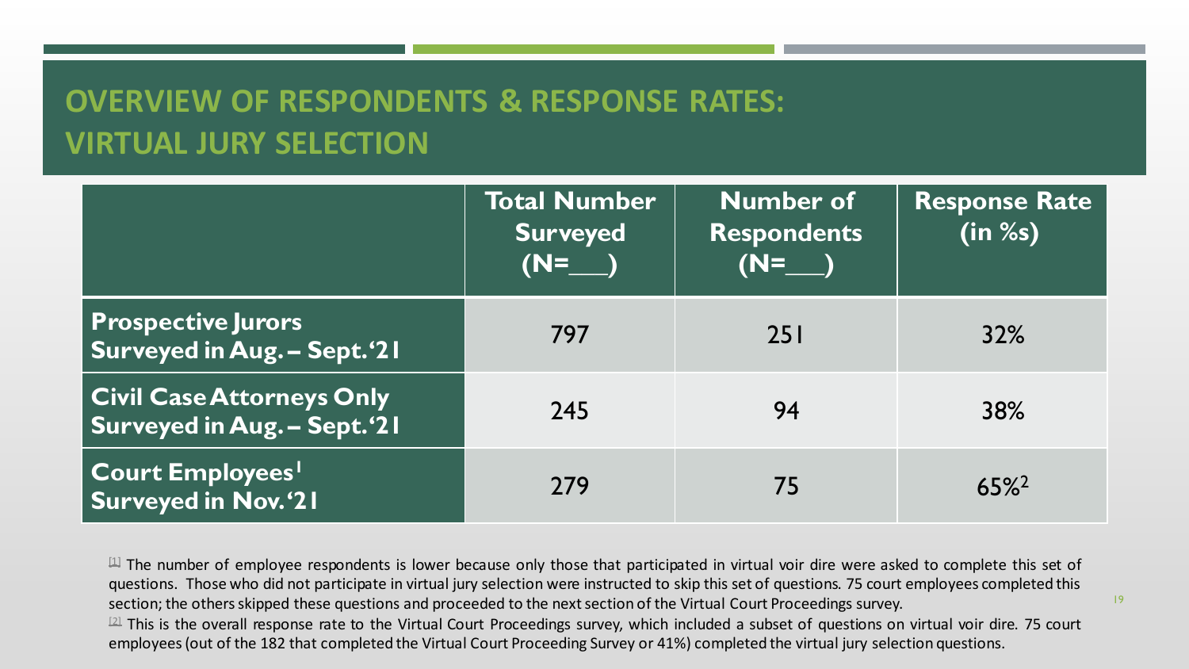# OVERVIEW OF RESPONDENTS & RESPONSE RATES: VIRTUAL JURY SELECTION

| | Total Number Surveyed (N=___) | Number of Respondents (N=___) | Response Rate (in %s) |
|---|---|---|---|
| **Prospective Jurors Surveyed in Aug. – Sept. '21** | 797 | 251 | 32% |
| **Civil Case Attorneys Only Surveyed in Aug. – Sept. '21** | 245 | 94 | 38% |
| **Court Employees[1] Surveyed in Nov. '21** | 279 | 75 | 65%[2] |

[1] The number of employee respondents is lower because only those that participated in virtual voir dire were asked to complete this set of questions. Those who did not participate in virtual jury selection were instructed to skip this set of questions. 75 court employees completed this section; the others skipped these questions and proceeded to the next section of the Virtual Court Proceedings survey.

[2] This is the overall response rate to the Virtual Court Proceedings survey, which included a subset of questions on virtual voir dire. 75 court employees (out of the 182 that completed the Virtual Court Proceeding Survey or 41%) completed the virtual jury selection questions.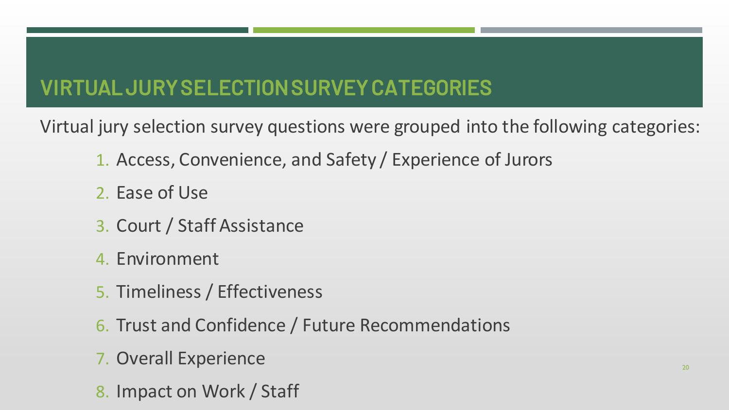# VIRTUAL JURY SELECTION SURVEY CATEGORIES

Virtual jury selection survey questions were grouped into the following categories:

1. Access, Convenience, and Safety / Experience of Jurors
2. Ease of Use
3. Court / Staff Assistance
4. Environment
5. Timeliness / Effectiveness
6. Trust and Confidence / Future Recommendations
7. Overall Experience
8. Impact on Work / Staff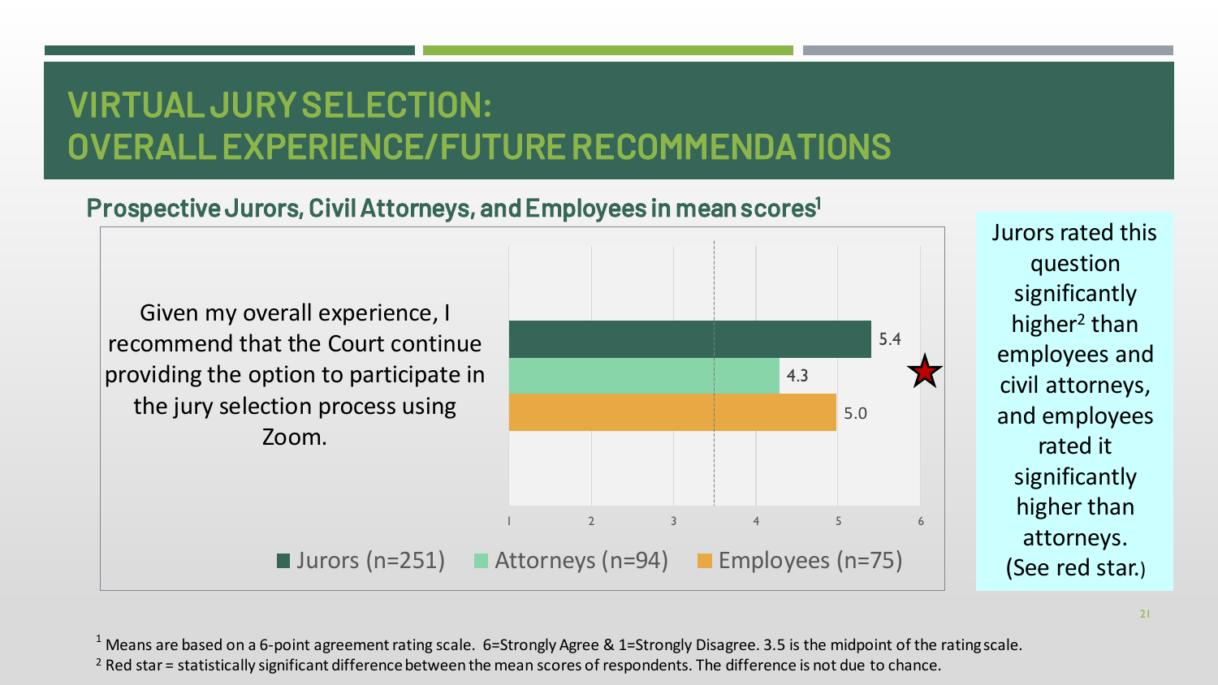# VIRTUAL JURY SELECTION: OVERALL EXPERIENCE/FUTURE RECOMMENDATIONS

## Prospective Jurors, Civil Attorneys, and Employees in mean scores[1]

Given my overall experience, I recommend that the Court continue providing the option to participate in the jury selection process using Zoom.

| Group | Mean score |
|---|---|
| Jurors (n=251) | 5.4 |
| Attorneys (n=94) | 4.3 |
| Employees (n=75) | 5.0 |

★

Jurors rated this question significantly higher[2] than employees and civil attorneys, and employees rated it significantly higher than attorneys. (See red star.)

[1] Means are based on a 6-point agreement rating scale. 6=Strongly Agree & 1=Strongly Disagree. 3.5 is the midpoint of the rating scale.

[2] Red star = statistically significant difference between the mean scores of respondents. The difference is not due to chance.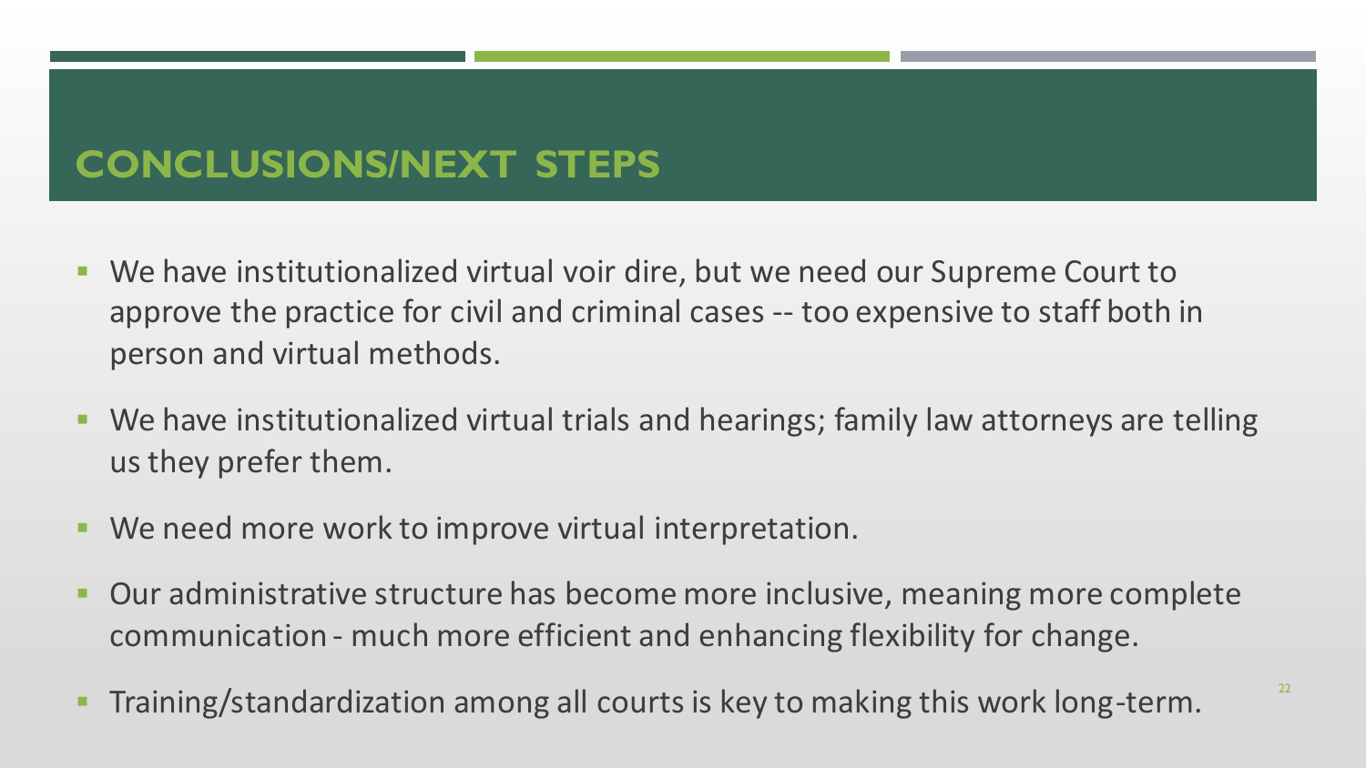# CONCLUSIONS/NEXT STEPS

- We have institutionalized virtual voir dire, but we need our Supreme Court to approve the practice for civil and criminal cases -- too expensive to staff both in person and virtual methods.
- We have institutionalized virtual trials and hearings; family law attorneys are telling us they prefer them.
- We need more work to improve virtual interpretation.
- Our administrative structure has become more inclusive, meaning more complete communication - much more efficient and enhancing flexibility for change.
- Training/standardization among all courts is key to making this work long-term.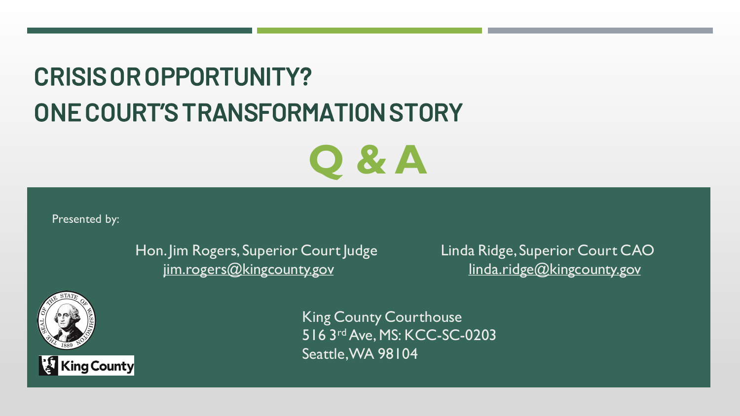# CRISIS OR OPPORTUNITY?
# ONE COURT'S TRANSFORMATION STORY

## Q & A

Presented by:

Hon. Jim Rogers, Superior Court Judge
jim.rogers@kingcounty.gov

Linda Ridge, Superior Court CAO
linda.ridge@kingcounty.gov

King County Courthouse
516 3rd Ave, MS: KCC-SC-0203
Seattle, WA 98104